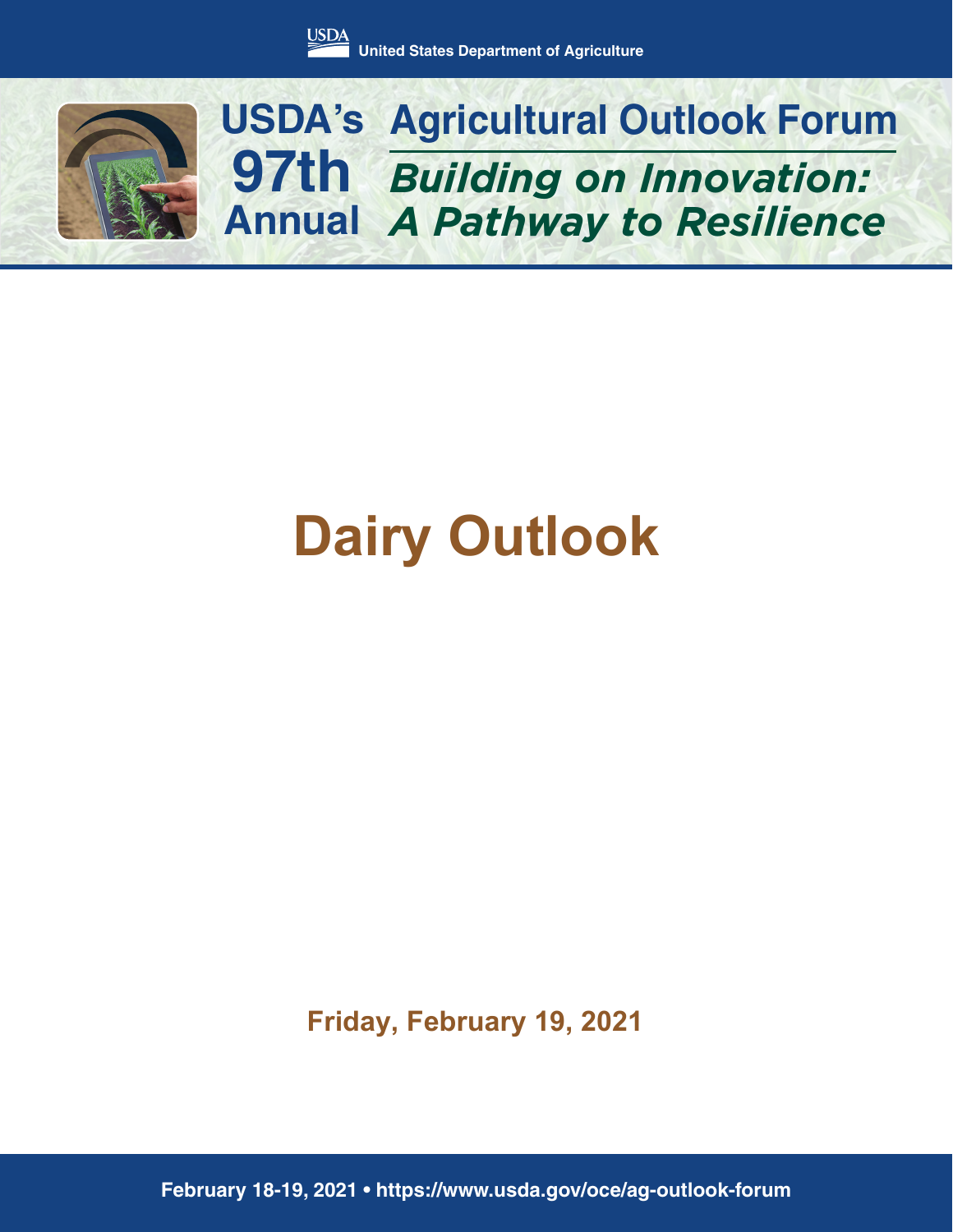United States Department of Agriculture

# USDA's 97th Annual Agricultural Outlook Forum

## *Building on Innovation: A Pathway to Resilience*

# Dairy Outlook

**Friday, February 19, 2021**

**February 18-19, 2021 • https://www.usda.gov/oce/ag-outlook-forum**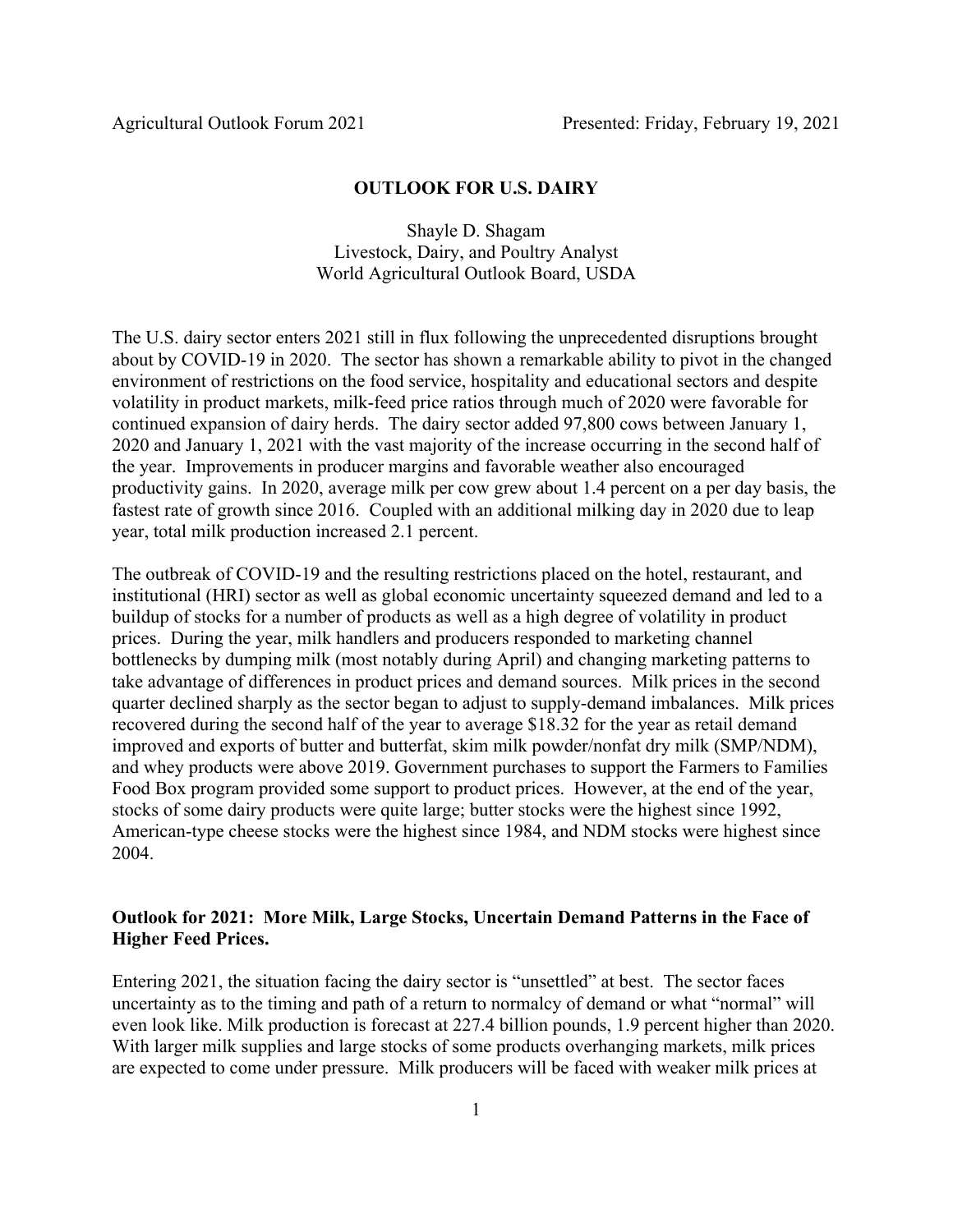**OUTLOOK FOR U.S. DAIRY**

Shayle D. Shagam
Livestock, Dairy, and Poultry Analyst
World Agricultural Outlook Board, USDA

The U.S. dairy sector enters 2021 still in flux following the unprecedented disruptions brought about by COVID-19 in 2020. The sector has shown a remarkable ability to pivot in the changed environment of restrictions on the food service, hospitality and educational sectors and despite volatility in product markets, milk-feed price ratios through much of 2020 were favorable for continued expansion of dairy herds. The dairy sector added 97,800 cows between January 1, 2020 and January 1, 2021 with the vast majority of the increase occurring in the second half of the year. Improvements in producer margins and favorable weather also encouraged productivity gains. In 2020, average milk per cow grew about 1.4 percent on a per day basis, the fastest rate of growth since 2016. Coupled with an additional milking day in 2020 due to leap year, total milk production increased 2.1 percent.

The outbreak of COVID-19 and the resulting restrictions placed on the hotel, restaurant, and institutional (HRI) sector as well as global economic uncertainty squeezed demand and led to a buildup of stocks for a number of products as well as a high degree of volatility in product prices. During the year, milk handlers and producers responded to marketing channel bottlenecks by dumping milk (most notably during April) and changing marketing patterns to take advantage of differences in product prices and demand sources. Milk prices in the second quarter declined sharply as the sector began to adjust to supply-demand imbalances. Milk prices recovered during the second half of the year to average $18.32 for the year as retail demand improved and exports of butter and butterfat, skim milk powder/nonfat dry milk (SMP/NDM), and whey products were above 2019. Government purchases to support the Farmers to Families Food Box program provided some support to product prices. However, at the end of the year, stocks of some dairy products were quite large; butter stocks were the highest since 1992, American-type cheese stocks were the highest since 1984, and NDM stocks were highest since 2004.

## Outlook for 2021: More Milk, Large Stocks, Uncertain Demand Patterns in the Face of Higher Feed Prices.

Entering 2021, the situation facing the dairy sector is "unsettled" at best. The sector faces uncertainty as to the timing and path of a return to normalcy of demand or what "normal" will even look like. Milk production is forecast at 227.4 billion pounds, 1.9 percent higher than 2020. With larger milk supplies and large stocks of some products overhanging markets, milk prices are expected to come under pressure. Milk producers will be faced with weaker milk prices at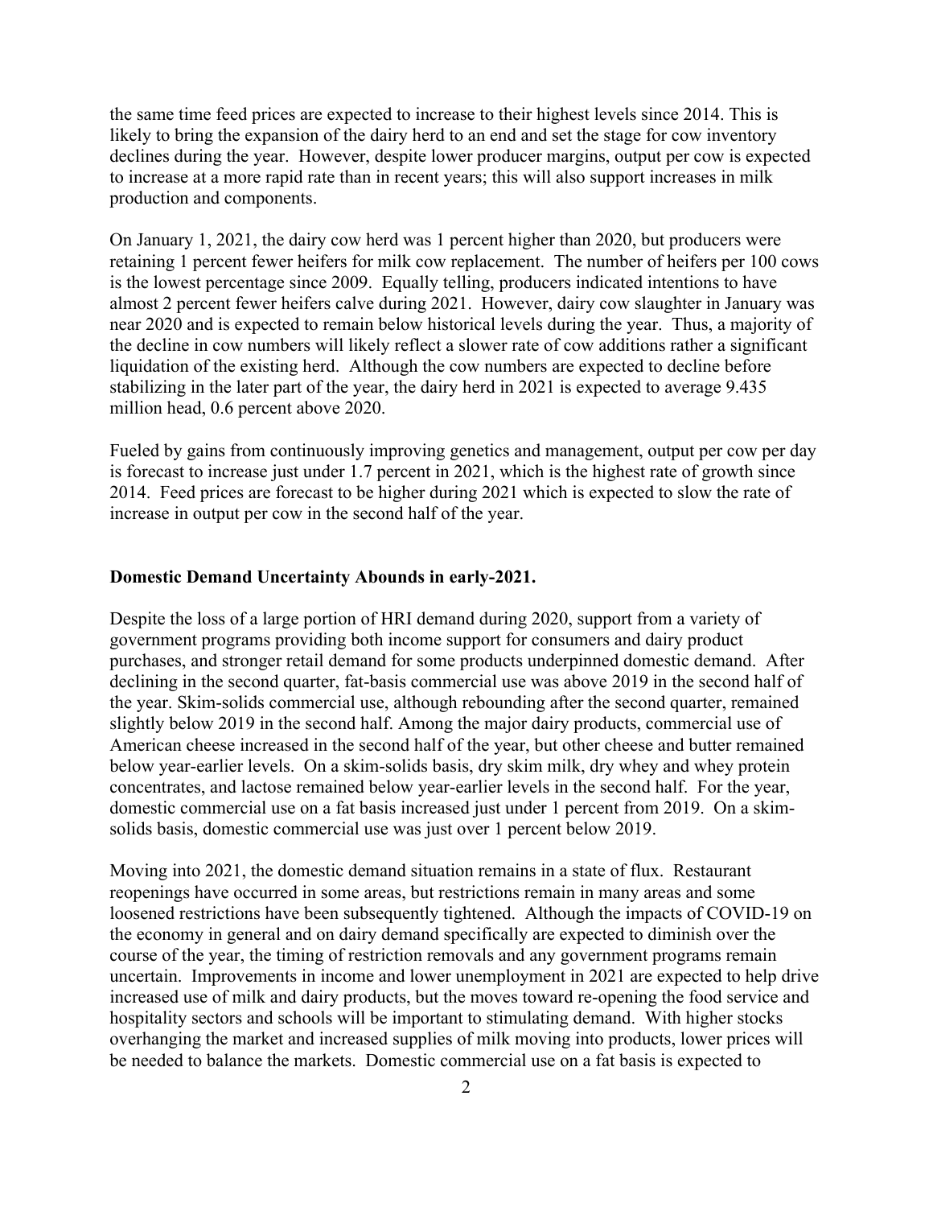the same time feed prices are expected to increase to their highest levels since 2014. This is likely to bring the expansion of the dairy herd to an end and set the stage for cow inventory declines during the year. However, despite lower producer margins, output per cow is expected to increase at a more rapid rate than in recent years; this will also support increases in milk production and components.

On January 1, 2021, the dairy cow herd was 1 percent higher than 2020, but producers were retaining 1 percent fewer heifers for milk cow replacement. The number of heifers per 100 cows is the lowest percentage since 2009. Equally telling, producers indicated intentions to have almost 2 percent fewer heifers calve during 2021. However, dairy cow slaughter in January was near 2020 and is expected to remain below historical levels during the year. Thus, a majority of the decline in cow numbers will likely reflect a slower rate of cow additions rather a significant liquidation of the existing herd. Although the cow numbers are expected to decline before stabilizing in the later part of the year, the dairy herd in 2021 is expected to average 9.435 million head, 0.6 percent above 2020.

Fueled by gains from continuously improving genetics and management, output per cow per day is forecast to increase just under 1.7 percent in 2021, which is the highest rate of growth since 2014. Feed prices are forecast to be higher during 2021 which is expected to slow the rate of increase in output per cow in the second half of the year.

**Domestic Demand Uncertainty Abounds in early-2021.**

Despite the loss of a large portion of HRI demand during 2020, support from a variety of government programs providing both income support for consumers and dairy product purchases, and stronger retail demand for some products underpinned domestic demand. After declining in the second quarter, fat-basis commercial use was above 2019 in the second half of the year. Skim-solids commercial use, although rebounding after the second quarter, remained slightly below 2019 in the second half. Among the major dairy products, commercial use of American cheese increased in the second half of the year, but other cheese and butter remained below year-earlier levels. On a skim-solids basis, dry skim milk, dry whey and whey protein concentrates, and lactose remained below year-earlier levels in the second half. For the year, domestic commercial use on a fat basis increased just under 1 percent from 2019. On a skim-solids basis, domestic commercial use was just over 1 percent below 2019.

Moving into 2021, the domestic demand situation remains in a state of flux. Restaurant reopenings have occurred in some areas, but restrictions remain in many areas and some loosened restrictions have been subsequently tightened. Although the impacts of COVID-19 on the economy in general and on dairy demand specifically are expected to diminish over the course of the year, the timing of restriction removals and any government programs remain uncertain. Improvements in income and lower unemployment in 2021 are expected to help drive increased use of milk and dairy products, but the moves toward re-opening the food service and hospitality sectors and schools will be important to stimulating demand. With higher stocks overhanging the market and increased supplies of milk moving into products, lower prices will be needed to balance the markets. Domestic commercial use on a fat basis is expected to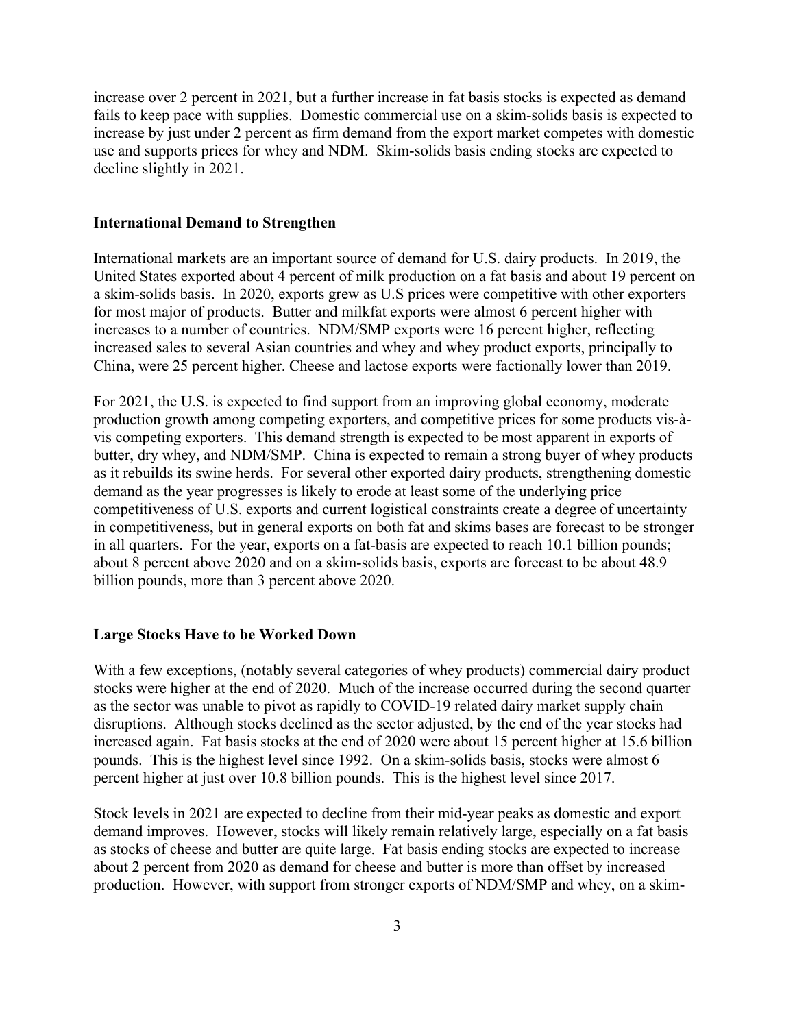increase over 2 percent in 2021, but a further increase in fat basis stocks is expected as demand fails to keep pace with supplies. Domestic commercial use on a skim-solids basis is expected to increase by just under 2 percent as firm demand from the export market competes with domestic use and supports prices for whey and NDM. Skim-solids basis ending stocks are expected to decline slightly in 2021.

## International Demand to Strengthen

International markets are an important source of demand for U.S. dairy products. In 2019, the United States exported about 4 percent of milk production on a fat basis and about 19 percent on a skim-solids basis. In 2020, exports grew as U.S prices were competitive with other exporters for most major of products. Butter and milkfat exports were almost 6 percent higher with increases to a number of countries. NDM/SMP exports were 16 percent higher, reflecting increased sales to several Asian countries and whey and whey product exports, principally to China, were 25 percent higher. Cheese and lactose exports were factionally lower than 2019.

For 2021, the U.S. is expected to find support from an improving global economy, moderate production growth among competing exporters, and competitive prices for some products vis-à-vis competing exporters. This demand strength is expected to be most apparent in exports of butter, dry whey, and NDM/SMP. China is expected to remain a strong buyer of whey products as it rebuilds its swine herds. For several other exported dairy products, strengthening domestic demand as the year progresses is likely to erode at least some of the underlying price competitiveness of U.S. exports and current logistical constraints create a degree of uncertainty in competitiveness, but in general exports on both fat and skims bases are forecast to be stronger in all quarters. For the year, exports on a fat-basis are expected to reach 10.1 billion pounds; about 8 percent above 2020 and on a skim-solids basis, exports are forecast to be about 48.9 billion pounds, more than 3 percent above 2020.

## Large Stocks Have to be Worked Down

With a few exceptions, (notably several categories of whey products) commercial dairy product stocks were higher at the end of 2020. Much of the increase occurred during the second quarter as the sector was unable to pivot as rapidly to COVID-19 related dairy market supply chain disruptions. Although stocks declined as the sector adjusted, by the end of the year stocks had increased again. Fat basis stocks at the end of 2020 were about 15 percent higher at 15.6 billion pounds. This is the highest level since 1992. On a skim-solids basis, stocks were almost 6 percent higher at just over 10.8 billion pounds. This is the highest level since 2017.

Stock levels in 2021 are expected to decline from their mid-year peaks as domestic and export demand improves. However, stocks will likely remain relatively large, especially on a fat basis as stocks of cheese and butter are quite large. Fat basis ending stocks are expected to increase about 2 percent from 2020 as demand for cheese and butter is more than offset by increased production. However, with support from stronger exports of NDM/SMP and whey, on a skim-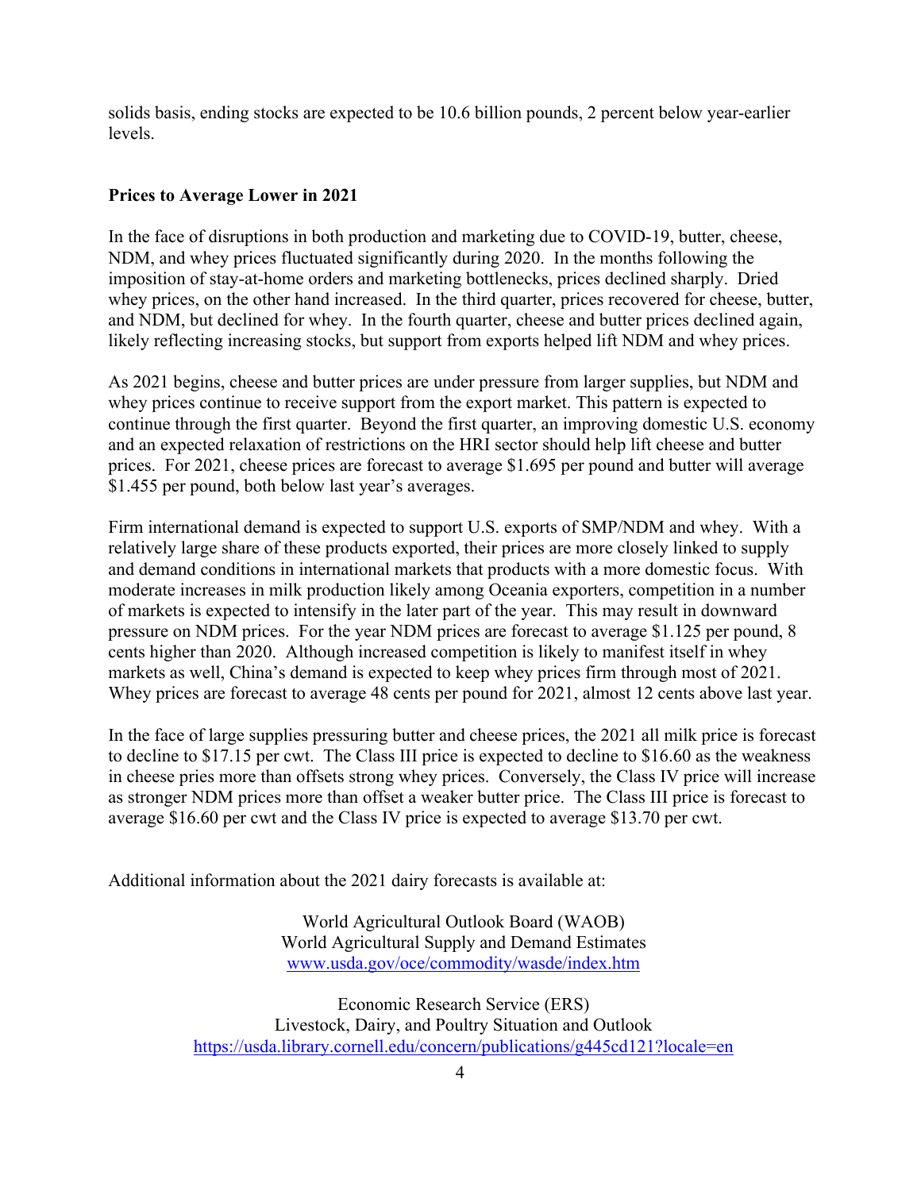solids basis, ending stocks are expected to be 10.6 billion pounds, 2 percent below year-earlier levels.

**Prices to Average Lower in 2021**

In the face of disruptions in both production and marketing due to COVID-19, butter, cheese, NDM, and whey prices fluctuated significantly during 2020. In the months following the imposition of stay-at-home orders and marketing bottlenecks, prices declined sharply. Dried whey prices, on the other hand increased. In the third quarter, prices recovered for cheese, butter, and NDM, but declined for whey. In the fourth quarter, cheese and butter prices declined again, likely reflecting increasing stocks, but support from exports helped lift NDM and whey prices.

As 2021 begins, cheese and butter prices are under pressure from larger supplies, but NDM and whey prices continue to receive support from the export market. This pattern is expected to continue through the first quarter. Beyond the first quarter, an improving domestic U.S. economy and an expected relaxation of restrictions on the HRI sector should help lift cheese and butter prices. For 2021, cheese prices are forecast to average $1.695 per pound and butter will average $1.455 per pound, both below last year's averages.

Firm international demand is expected to support U.S. exports of SMP/NDM and whey. With a relatively large share of these products exported, their prices are more closely linked to supply and demand conditions in international markets that products with a more domestic focus. With moderate increases in milk production likely among Oceania exporters, competition in a number of markets is expected to intensify in the later part of the year. This may result in downward pressure on NDM prices. For the year NDM prices are forecast to average $1.125 per pound, 8 cents higher than 2020. Although increased competition is likely to manifest itself in whey markets as well, China's demand is expected to keep whey prices firm through most of 2021. Whey prices are forecast to average 48 cents per pound for 2021, almost 12 cents above last year.

In the face of large supplies pressuring butter and cheese prices, the 2021 all milk price is forecast to decline to $17.15 per cwt. The Class III price is expected to decline to $16.60 as the weakness in cheese pries more than offsets strong whey prices. Conversely, the Class IV price will increase as stronger NDM prices more than offset a weaker butter price. The Class III price is forecast to average $16.60 per cwt and the Class IV price is expected to average $13.70 per cwt.

Additional information about the 2021 dairy forecasts is available at:

World Agricultural Outlook Board (WAOB)
World Agricultural Supply and Demand Estimates
[www.usda.gov/oce/commodity/wasde/index.htm](www.usda.gov/oce/commodity/wasde/index.htm)

Economic Research Service (ERS)
Livestock, Dairy, and Poultry Situation and Outlook
[https://usda.library.cornell.edu/concern/publications/g445cd121?locale=en](https://usda.library.cornell.edu/concern/publications/g445cd121?locale=en)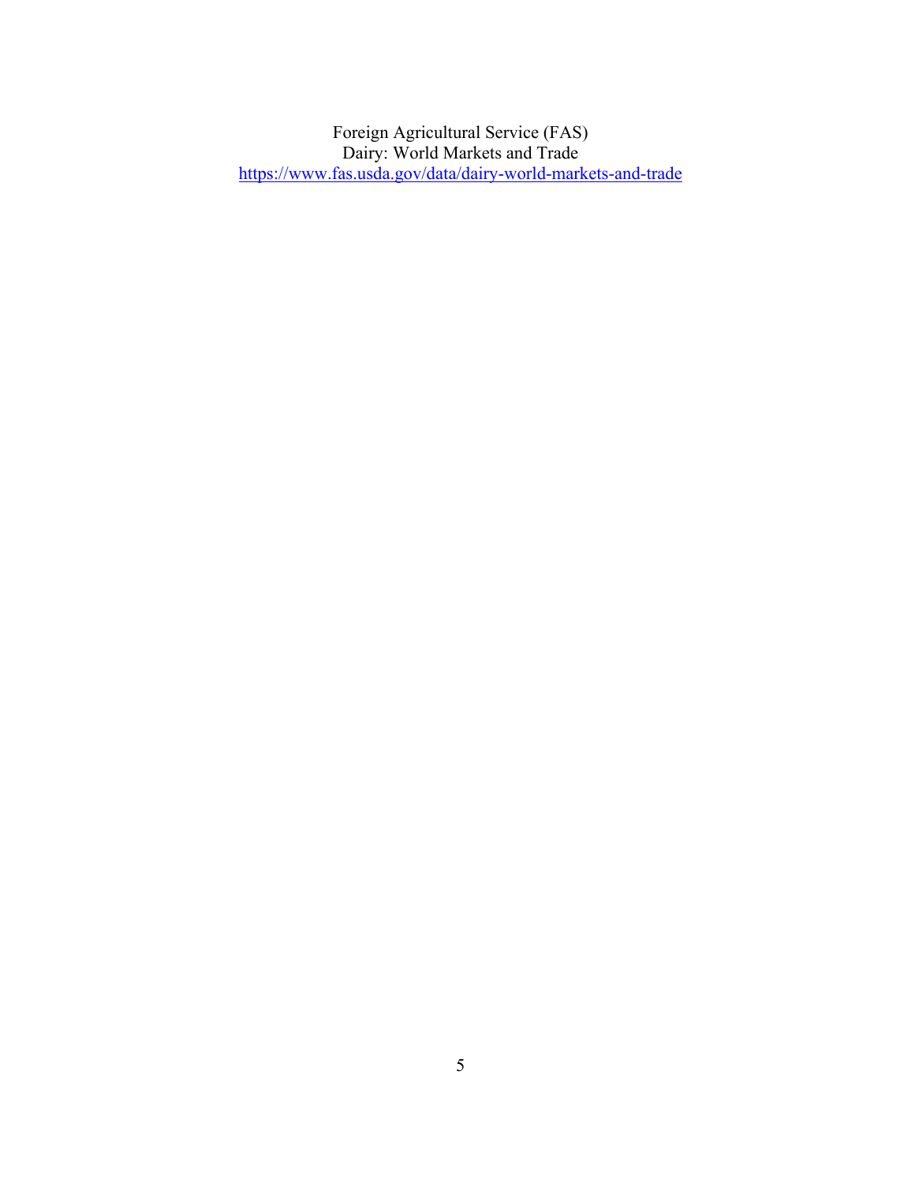Foreign Agricultural Service (FAS)
Dairy: World Markets and Trade
https://www.fas.usda.gov/data/dairy-world-markets-and-trade